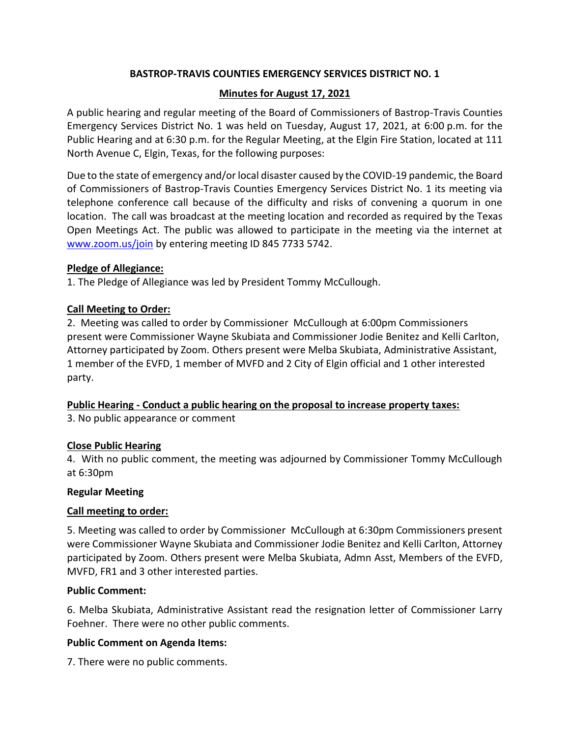# BASTROP-TRAVIS COUNTIES EMERGENCY SERVICES DISTRICT NO. 1

## Minutes for August 17, 2021

A public hearing and regular meeting of the Board of Commissioners of Bastrop-Travis Counties Emergency Services District No. 1 was held on Tuesday, August 17, 2021, at 6:00 p.m. for the Public Hearing and at 6:30 p.m. for the Regular Meeting, at the Elgin Fire Station, located at 111 North Avenue C, Elgin, Texas, for the following purposes:

Due to the state of emergency and/or local disaster caused by the COVID-19 pandemic, the Board of Commissioners of Bastrop-Travis Counties Emergency Services District No. 1 its meeting via telephone conference call because of the difficulty and risks of convening a quorum in one location. The call was broadcast at the meeting location and recorded as required by the Texas Open Meetings Act. The public was allowed to participate in the meeting via the internet at [www.zoom.us/join](www.zoom.us/join) by entering meeting ID 845 7733 5742.

**Pledge of Allegiance:**

1. The Pledge of Allegiance was led by President Tommy McCullough.

**Call Meeting to Order:**

2. Meeting was called to order by Commissioner McCullough at 6:00pm Commissioners present were Commissioner Wayne Skubiata and Commissioner Jodie Benitez and Kelli Carlton, Attorney participated by Zoom. Others present were Melba Skubiata, Administrative Assistant, 1 member of the EVFD, 1 member of MVFD and 2 City of Elgin official and 1 other interested party.

**Public Hearing - Conduct a public hearing on the proposal to increase property taxes:**

3. No public appearance or comment

**Close Public Hearing**

4. With no public comment, the meeting was adjourned by Commissioner Tommy McCullough at 6:30pm

**Regular Meeting**

**Call meeting to order:**

5. Meeting was called to order by Commissioner McCullough at 6:30pm Commissioners present were Commissioner Wayne Skubiata and Commissioner Jodie Benitez and Kelli Carlton, Attorney participated by Zoom. Others present were Melba Skubiata, Admn Asst, Members of the EVFD, MVFD, FR1 and 3 other interested parties.

**Public Comment:**

6. Melba Skubiata, Administrative Assistant read the resignation letter of Commissioner Larry Foehner. There were no other public comments.

**Public Comment on Agenda Items:**

7. There were no public comments.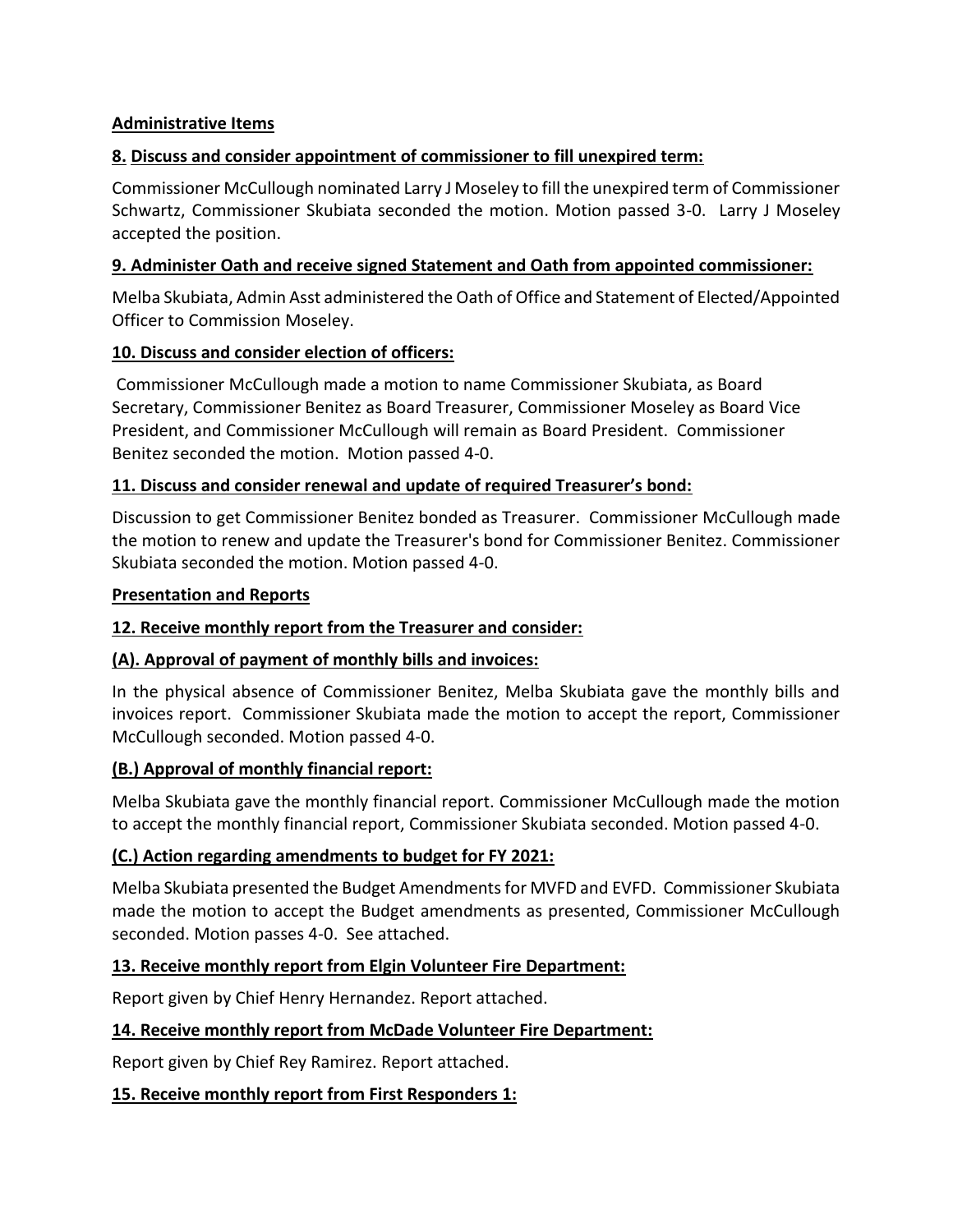**Administrative Items**

**8. Discuss and consider appointment of commissioner to fill unexpired term:**

Commissioner McCullough nominated Larry J Moseley to fill the unexpired term of Commissioner Schwartz, Commissioner Skubiata seconded the motion. Motion passed 3-0. Larry J Moseley accepted the position.

**9. Administer Oath and receive signed Statement and Oath from appointed commissioner:**

Melba Skubiata, Admin Asst administered the Oath of Office and Statement of Elected/Appointed Officer to Commission Moseley.

**10. Discuss and consider election of officers:**

Commissioner McCullough made a motion to name Commissioner Skubiata, as Board Secretary, Commissioner Benitez as Board Treasurer, Commissioner Moseley as Board Vice President, and Commissioner McCullough will remain as Board President. Commissioner Benitez seconded the motion. Motion passed 4-0.

**11. Discuss and consider renewal and update of required Treasurer's bond:**

Discussion to get Commissioner Benitez bonded as Treasurer. Commissioner McCullough made the motion to renew and update the Treasurer's bond for Commissioner Benitez. Commissioner Skubiata seconded the motion. Motion passed 4-0.

**Presentation and Reports**

**12. Receive monthly report from the Treasurer and consider:**

**(A). Approval of payment of monthly bills and invoices:**

In the physical absence of Commissioner Benitez, Melba Skubiata gave the monthly bills and invoices report. Commissioner Skubiata made the motion to accept the report, Commissioner McCullough seconded. Motion passed 4-0.

**(B.) Approval of monthly financial report:**

Melba Skubiata gave the monthly financial report. Commissioner McCullough made the motion to accept the monthly financial report, Commissioner Skubiata seconded. Motion passed 4-0.

**(C.) Action regarding amendments to budget for FY 2021:**

Melba Skubiata presented the Budget Amendments for MVFD and EVFD. Commissioner Skubiata made the motion to accept the Budget amendments as presented, Commissioner McCullough seconded. Motion passes 4-0. See attached.

**13. Receive monthly report from Elgin Volunteer Fire Department:**

Report given by Chief Henry Hernandez. Report attached.

**14. Receive monthly report from McDade Volunteer Fire Department:**

Report given by Chief Rey Ramirez. Report attached.

**15. Receive monthly report from First Responders 1:**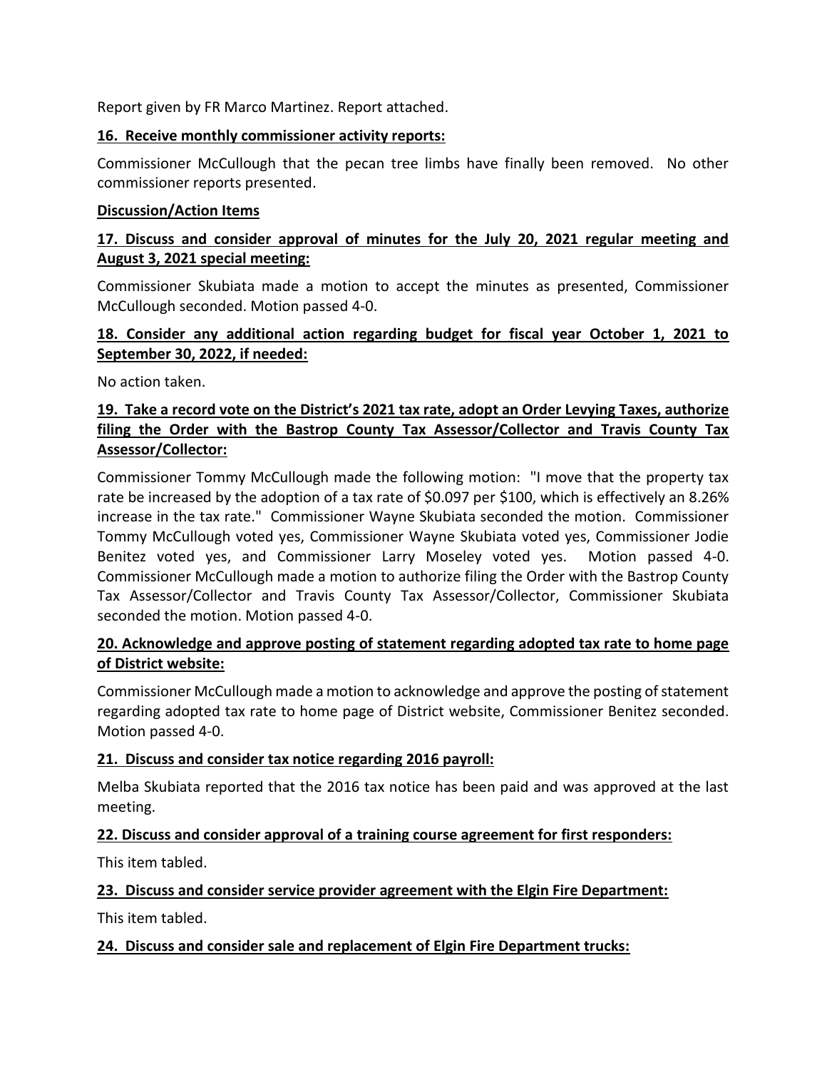Report given by FR Marco Martinez. Report attached.

**16. Receive monthly commissioner activity reports:**

Commissioner McCullough that the pecan tree limbs have finally been removed. No other commissioner reports presented.

**Discussion/Action Items**

**17. Discuss and consider approval of minutes for the July 20, 2021 regular meeting and August 3, 2021 special meeting:**

Commissioner Skubiata made a motion to accept the minutes as presented, Commissioner McCullough seconded. Motion passed 4-0.

**18. Consider any additional action regarding budget for fiscal year October 1, 2021 to September 30, 2022, if needed:**

No action taken.

**19. Take a record vote on the District's 2021 tax rate, adopt an Order Levying Taxes, authorize filing the Order with the Bastrop County Tax Assessor/Collector and Travis County Tax Assessor/Collector:**

Commissioner Tommy McCullough made the following motion: "I move that the property tax rate be increased by the adoption of a tax rate of $0.097 per $100, which is effectively an 8.26% increase in the tax rate." Commissioner Wayne Skubiata seconded the motion. Commissioner Tommy McCullough voted yes, Commissioner Wayne Skubiata voted yes, Commissioner Jodie Benitez voted yes, and Commissioner Larry Moseley voted yes. Motion passed 4-0. Commissioner McCullough made a motion to authorize filing the Order with the Bastrop County Tax Assessor/Collector and Travis County Tax Assessor/Collector, Commissioner Skubiata seconded the motion. Motion passed 4-0.

**20. Acknowledge and approve posting of statement regarding adopted tax rate to home page of District website:**

Commissioner McCullough made a motion to acknowledge and approve the posting of statement regarding adopted tax rate to home page of District website, Commissioner Benitez seconded. Motion passed 4-0.

**21. Discuss and consider tax notice regarding 2016 payroll:**

Melba Skubiata reported that the 2016 tax notice has been paid and was approved at the last meeting.

**22. Discuss and consider approval of a training course agreement for first responders:**

This item tabled.

**23. Discuss and consider service provider agreement with the Elgin Fire Department:**

This item tabled.

**24. Discuss and consider sale and replacement of Elgin Fire Department trucks:**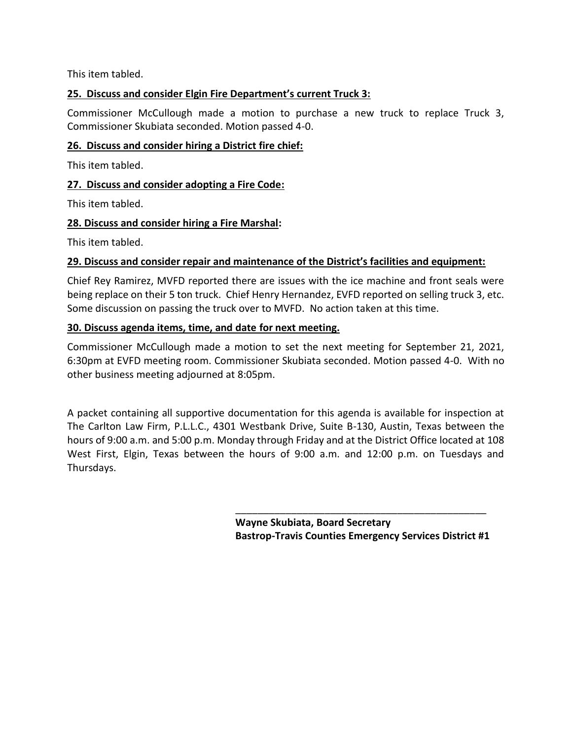This item tabled.

**25. Discuss and consider Elgin Fire Department's current Truck 3:**

Commissioner McCullough made a motion to purchase a new truck to replace Truck 3, Commissioner Skubiata seconded. Motion passed 4-0.

**26. Discuss and consider hiring a District fire chief:**

This item tabled.

**27. Discuss and consider adopting a Fire Code:**

This item tabled.

**28. Discuss and consider hiring a Fire Marshal:**

This item tabled.

**29. Discuss and consider repair and maintenance of the District's facilities and equipment:**

Chief Rey Ramirez, MVFD reported there are issues with the ice machine and front seals were being replace on their 5 ton truck. Chief Henry Hernandez, EVFD reported on selling truck 3, etc. Some discussion on passing the truck over to MVFD. No action taken at this time.

**30. Discuss agenda items, time, and date for next meeting.**

Commissioner McCullough made a motion to set the next meeting for September 21, 2021, 6:30pm at EVFD meeting room. Commissioner Skubiata seconded. Motion passed 4-0. With no other business meeting adjourned at 8:05pm.

A packet containing all supportive documentation for this agenda is available for inspection at The Carlton Law Firm, P.L.L.C., 4301 Westbank Drive, Suite B-130, Austin, Texas between the hours of 9:00 a.m. and 5:00 p.m. Monday through Friday and at the District Office located at 108 West First, Elgin, Texas between the hours of 9:00 a.m. and 12:00 p.m. on Tuesdays and Thursdays.

\_\_\_\_\_\_\_\_\_\_\_\_\_\_\_\_\_\_\_\_\_\_\_\_\_\_\_\_\_\_\_\_\_\_\_\_\_\_\_\_\_\_\_\_\_\_\_\_

**Wayne Skubiata, Board Secretary**
**Bastrop-Travis Counties Emergency Services District #1**